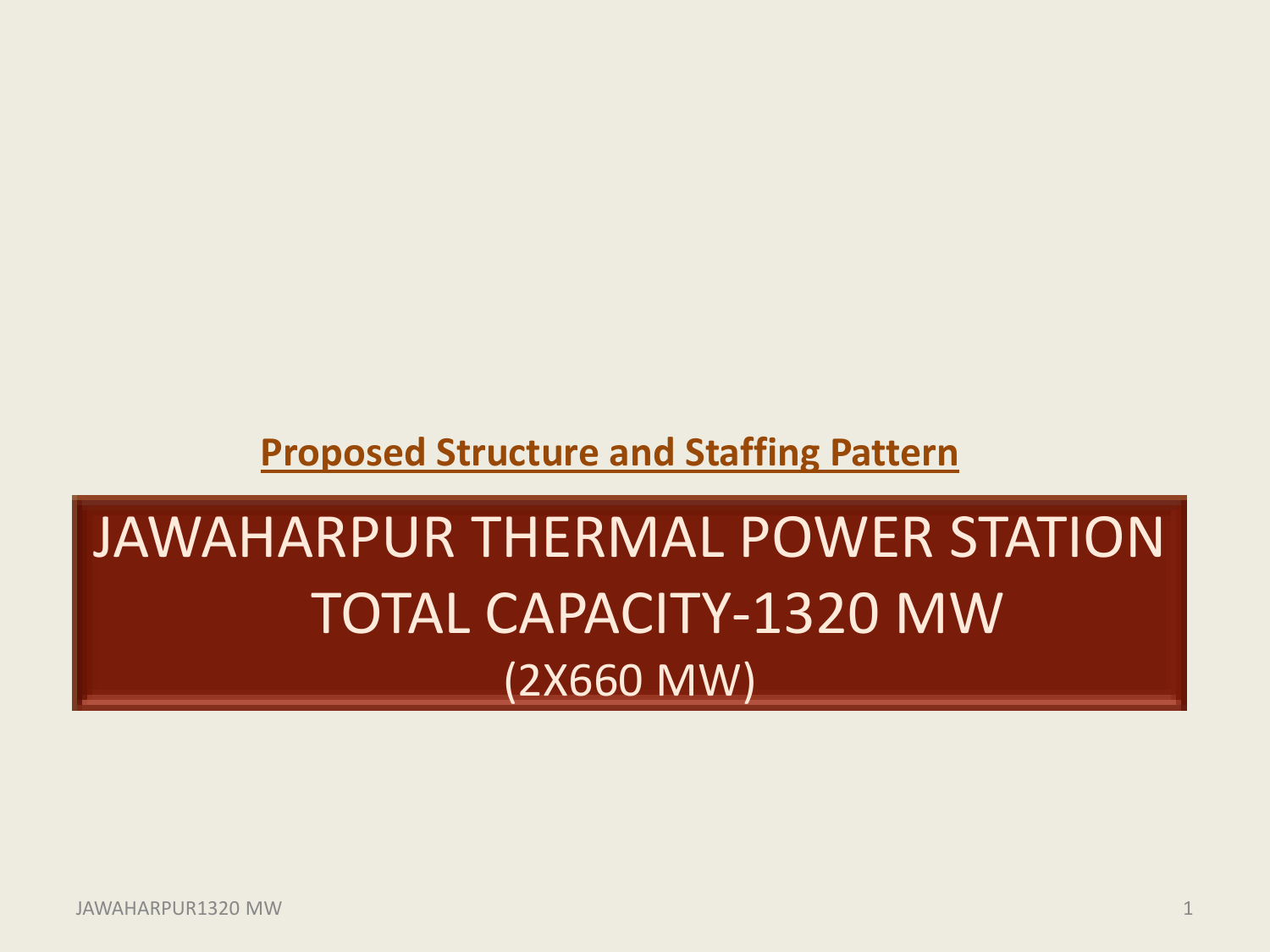**Proposed Structure and Staffing Pattern**

# JAWAHARPUR THERMAL POWER STATION TOTAL CAPACITY-1320 MW

(2X660 MW)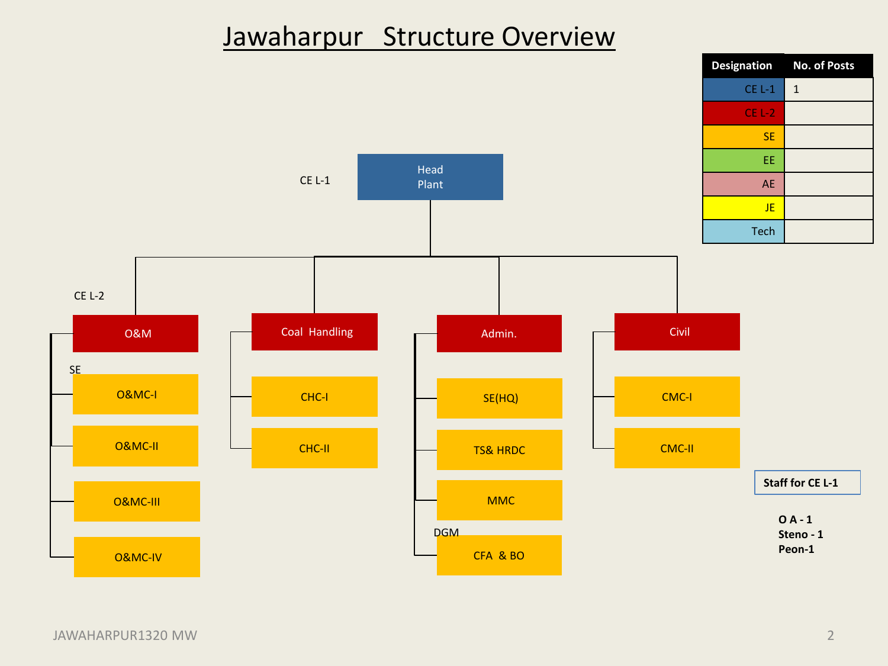# Jawaharpur Structure Overview

| Designation | No. of Posts |
|---|---|
| CE L-1 | 1 |
| CE L-2 | |
| SE | |
| EE | |
| AE | |
| JE | |
| Tech | |

CE L-1

- Head Plant

CE L-2

- O&M
  - SE
  - O&MC-I
  - O&MC-II
  - O&MC-III
  - O&MC-IV
- Coal Handling
  - CHC-I
  - CHC-II
- Admin.
  - SE(HQ)
  - TS& HRDC
  - MMC
  - DGM
  - CFA & BO
- Civil
  - CMC-I
  - CMC-II

**Staff for CE L-1**

**O A - 1**
**Steno - 1**
**Peon-1**

JAWAHARPUR1320 MW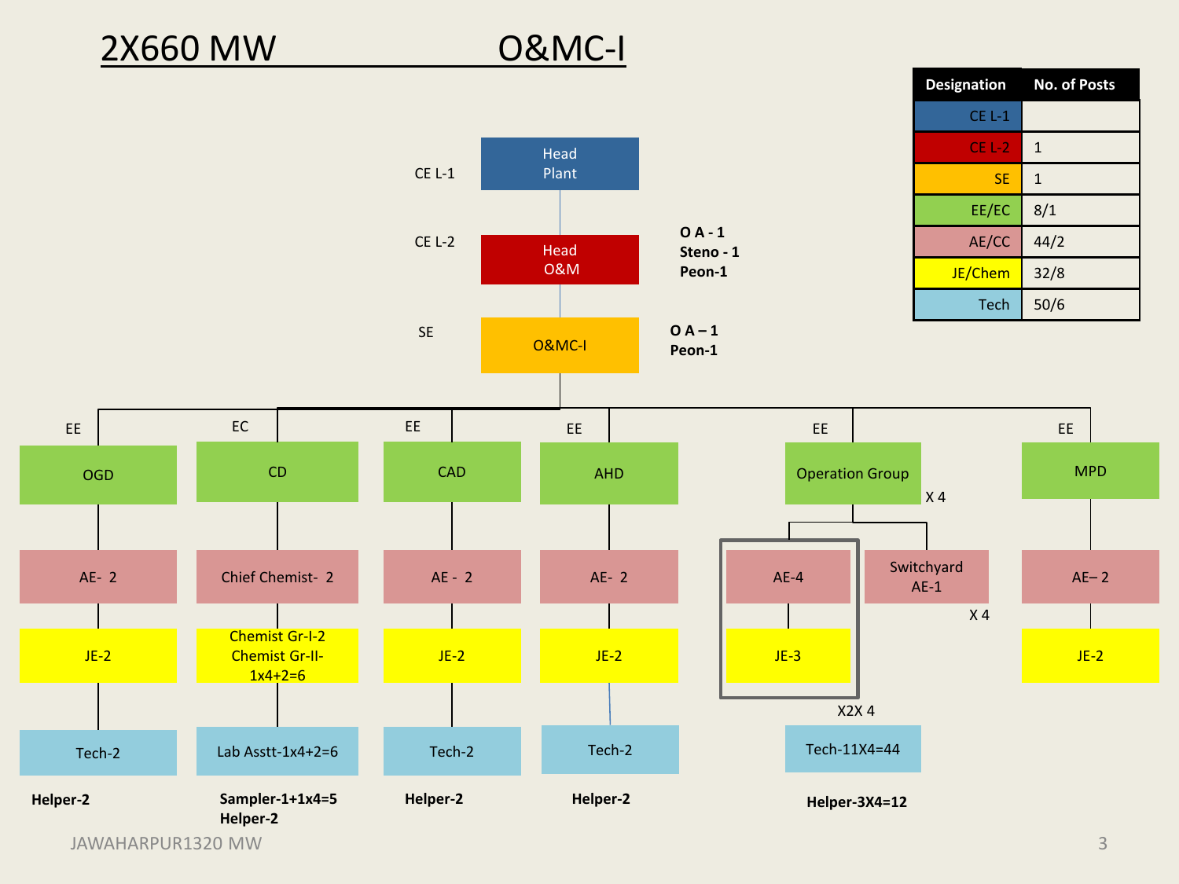# 2X660 MW O&MC-I

| Designation | No. of Posts |
|---|---|
| CE L-1 | |
| CE L-2 | 1 |
| SE | 1 |
| EE/EC | 8/1 |
| AE/CC | 44/2 |
| JE/Chem | 32/8 |
| Tech | 50/6 |

- CE L-1: Head Plant
- CE L-2: Head O&M — **O A - 1, Steno - 1, Peon-1**
- SE: O&MC-I — **O A – 1, Peon-1**

| | EE: OGD | EC: CD | EE: CAD | EE: AHD | EE: Operation Group (X 4) | EE: MPD |
|---|---|---|---|---|---|---|
| AE | AE- 2 | Chief Chemist- 2 | AE - 2 | AE- 2 | AE-4 (X2X 4); Switchyard AE-1 (X 4) | AE– 2 |
| JE | JE-2 | Chemist Gr-I-2, Chemist Gr-II- 1x4+2=6 | JE-2 | JE-2 | JE-3 (X2X 4) | JE-2 |
| Tech | Tech-2 | Lab Asstt-1x4+2=6 | Tech-2 | Tech-2 | Tech-11X4=44 | |
| Others | **Helper-2** | **Sampler-1+1x4=5, Helper-2** | **Helper-2** | **Helper-2** | **Helper-3X4=12** | |

JAWAHARPUR1320 MW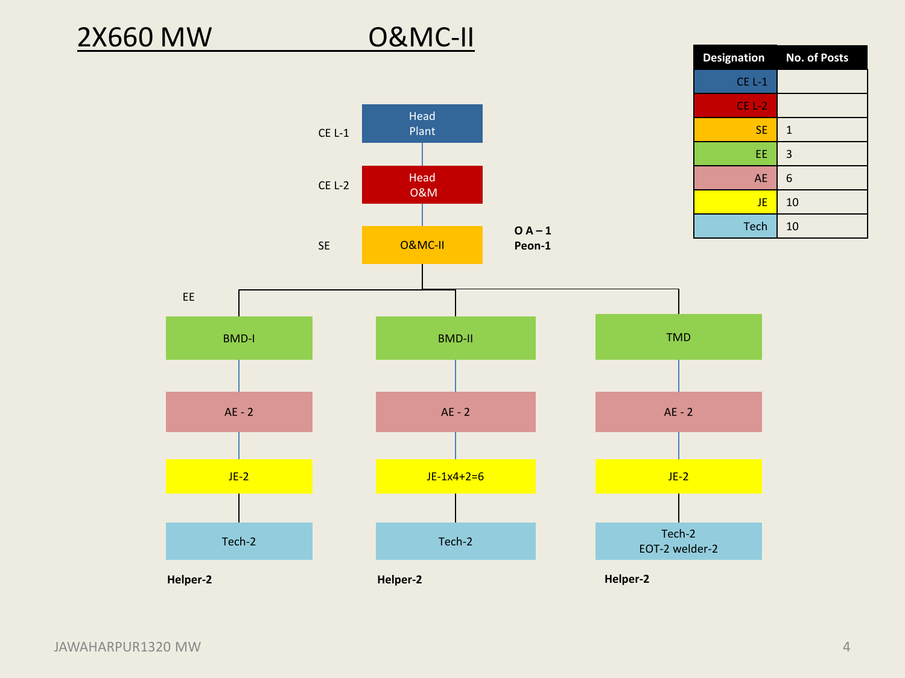# 2X660 MW O&MC-II

| Designation | No. of Posts |
| --- | --- |
| CE L-1 | |
| CE L-2 | |
| SE | 1 |
| EE | 3 |
| AE | 6 |
| JE | 10 |
| Tech | 10 |

CE L-1 — Head Plant

CE L-2 — Head O&M

SE — O&MC-II

**O A – 1**
**Peon-1**

EE

| BMD-I | BMD-II | TMD |
| --- | --- | --- |
| AE - 2 | AE - 2 | AE - 2 |
| JE-2 | JE-1x4+2=6 | JE-2 |
| Tech-2 | Tech-2 | Tech-2<br>EOT-2 welder-2 |
| **Helper-2** | **Helper-2** | **Helper-2** |

JAWAHARPUR1320 MW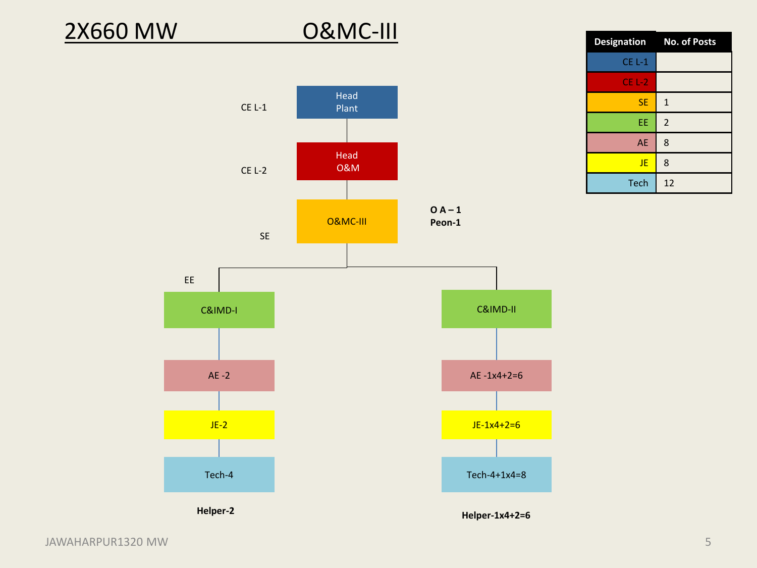# 2X660 MW O&MC-III

| Designation | No. of Posts |
|---|---|
| CE L-1 | |
| CE L-2 | |
| SE | 1 |
| EE | 2 |
| AE | 8 |
| JE | 8 |
| Tech | 12 |

- CE L-1: Head Plant
  - CE L-2: Head O&M
    - SE: O&MC-III (**O A – 1**, **Peon-1**)
      - EE: C&IMD-I
        - AE -2
        - JE-2
        - Tech-4
        - **Helper-2**
      - C&IMD-II
        - AE -1x4+2=6
        - JE-1x4+2=6
        - Tech-4+1x4=8
        - **Helper-1x4+2=6**

JAWAHARPUR1320 MW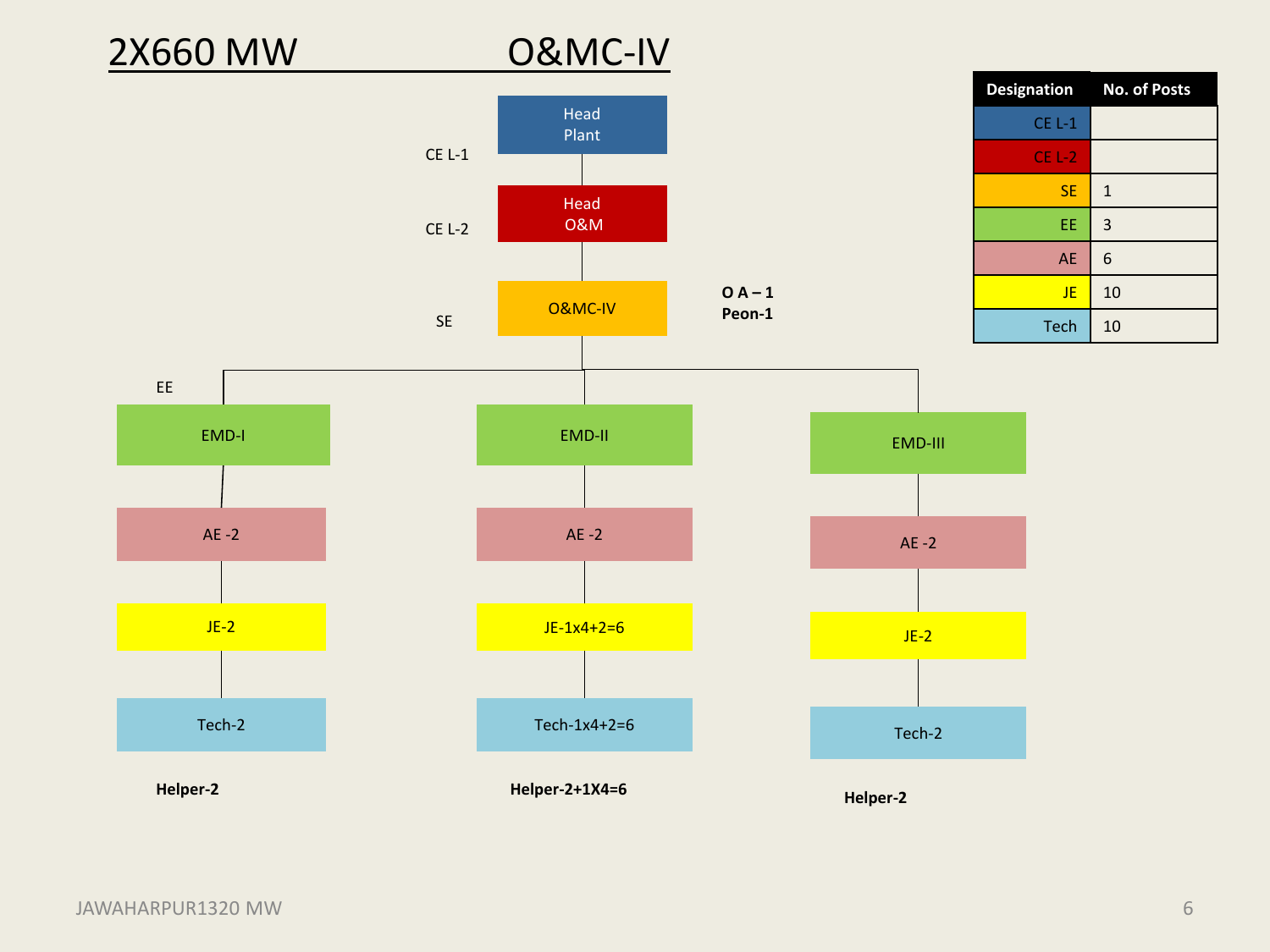# 2X660 MW O&MC-IV

| Designation | No. of Posts |
| --- | --- |
| CE L-1 | |
| CE L-2 | |
| SE | 1 |
| EE | 3 |
| AE | 6 |
| JE | 10 |
| Tech | 10 |

CE L-1: Head Plant

CE L-2: Head O&M

SE: O&MC-IV

**O A – 1**
**Peon-1**

EE:

- EMD-I
  - AE -2
  - JE-2
  - Tech-2
  - **Helper-2**
- EMD-II
  - AE -2
  - JE-1x4+2=6
  - Tech-1x4+2=6
  - **Helper-2+1X4=6**
- EMD-III
  - AE -2
  - JE-2
  - Tech-2
  - **Helper-2**

JAWAHARPUR1320 MW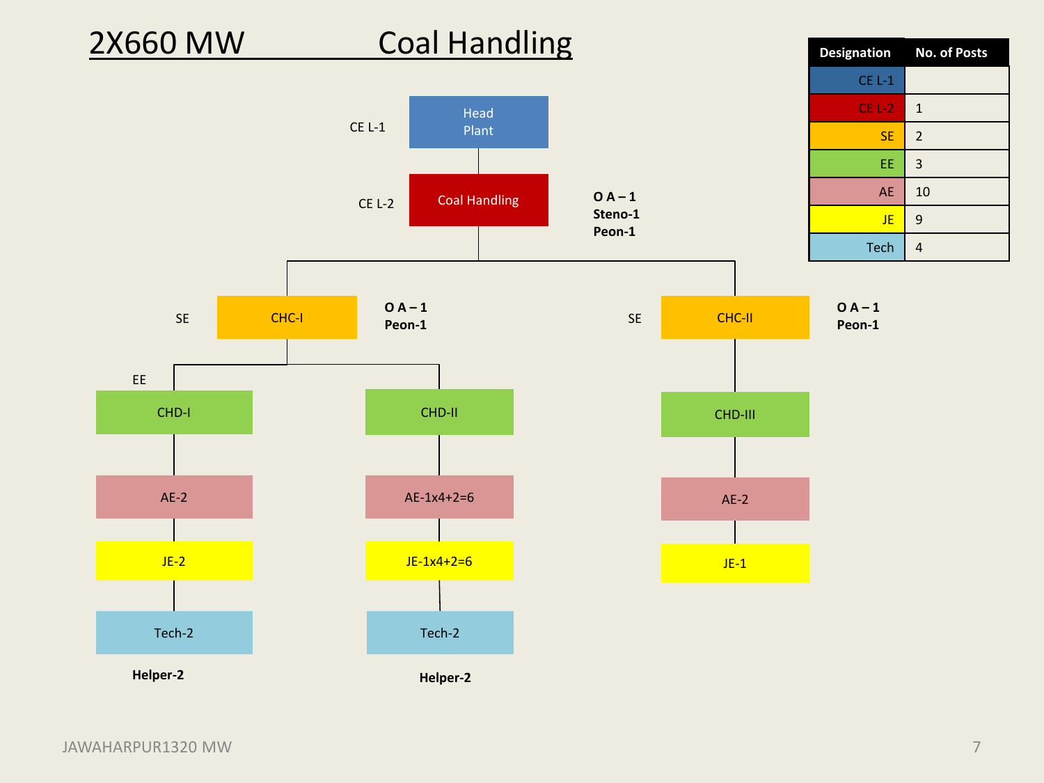# 2X660 MW Coal Handling

| Designation | No. of Posts |
|---|---|
| CE L-1 | |
| CE L-2 | 1 |
| SE | 2 |
| EE | 3 |
| AE | 10 |
| JE | 9 |
| Tech | 4 |

CE L-1 — Head Plant

CE L-2 — Coal Handling

**O A – 1**
**Steno-1**
**Peon-1**

SE — CHC-I

**O A – 1**
**Peon-1**

- EE — CHD-I
  - AE-2
  - JE-2
  - Tech-2
  - **Helper-2**
- CHD-II
  - AE-1x4+2=6
  - JE-1x4+2=6
  - Tech-2
  - **Helper-2**

SE — CHC-II

**O A – 1**
**Peon-1**

- CHD-III
  - AE-2
  - JE-1

JAWAHARPUR1320 MW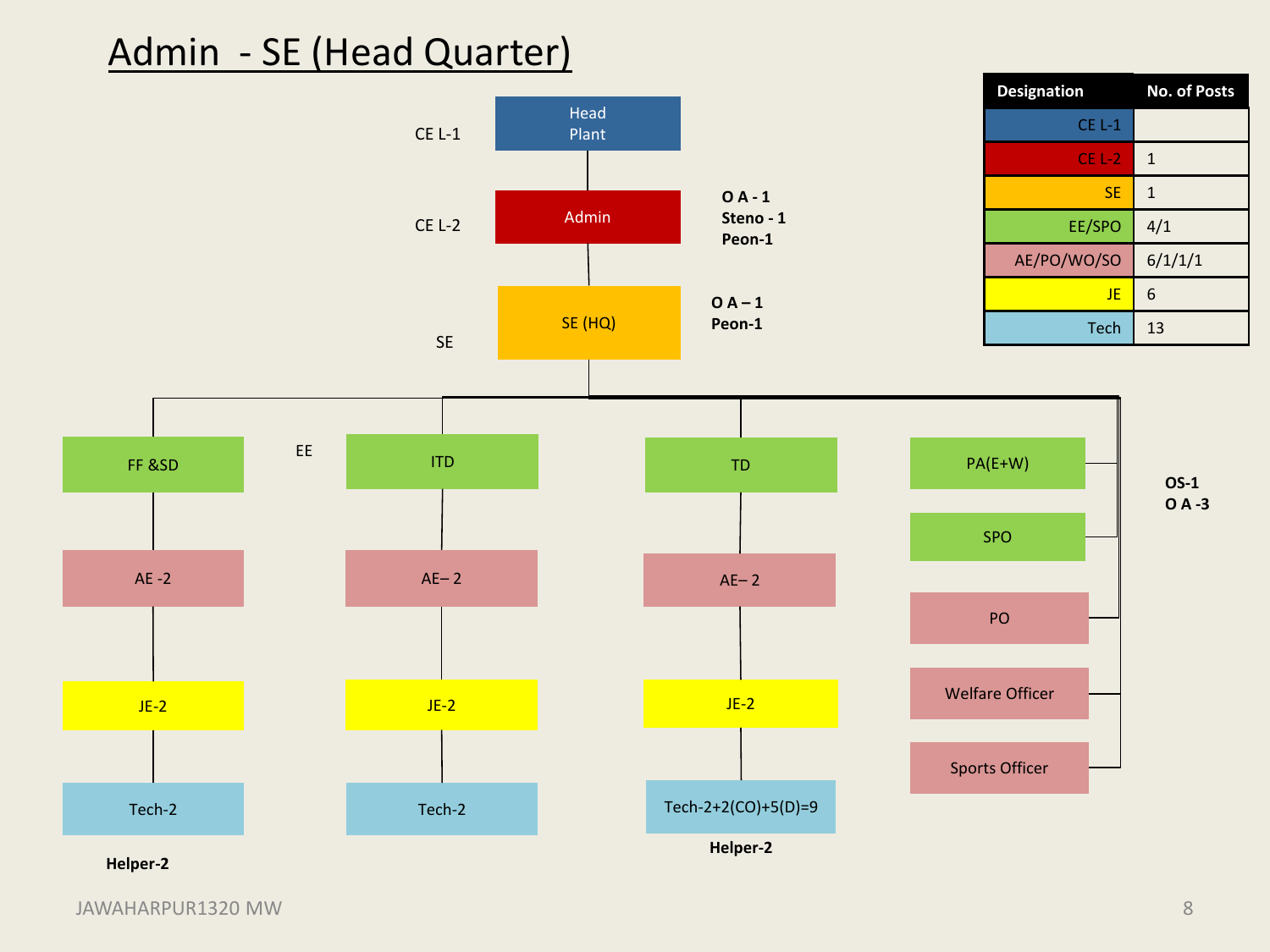# Admin - SE (Head Quarter)

| Designation | No. of Posts |
|---|---|
| CE L-1 | |
| CE L-2 | 1 |
| SE | 1 |
| EE/SPO | 4/1 |
| AE/PO/WO/SO | 6/1/1/1 |
| JE | 6 |
| Tech | 13 |

CE L-1 — Head Plant

CE L-2 — Admin (**O A - 1**, **Steno - 1**, **Peon-1**)

SE — SE (HQ) (**O A – 1**, **Peon-1**)

EE:

- FF &SD
  - AE -2
    - JE-2
      - Tech-2
        - **Helper-2**
- ITD
  - AE– 2
    - JE-2
      - Tech-2
- TD
  - AE– 2
    - JE-2
      - Tech-2+2(CO)+5(D)=9
        - **Helper-2**
- PA(E+W)
- SPO
- PO
- Welfare Officer
- Sports Officer

**OS-1**
**O A -3**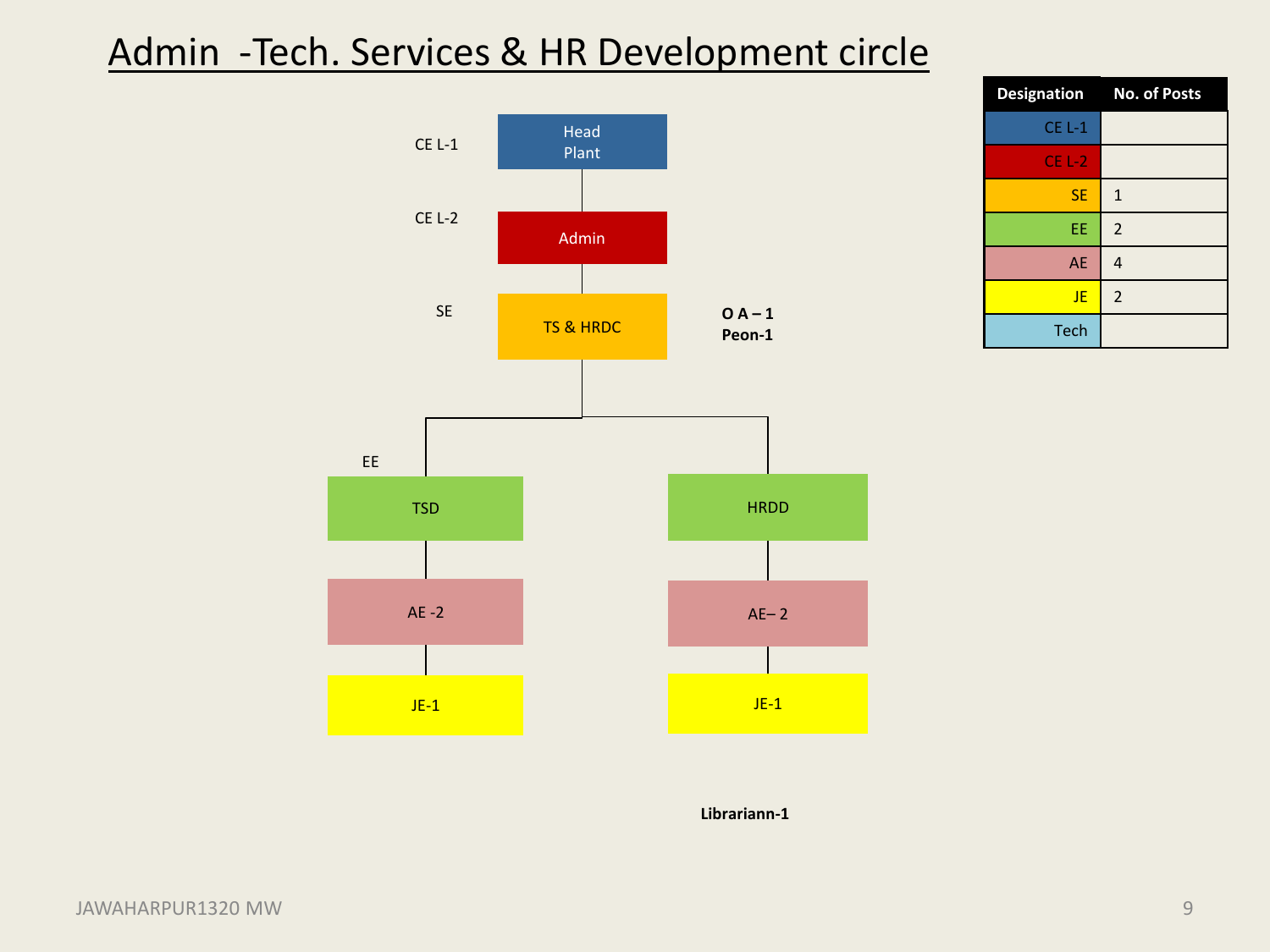# Admin -Tech. Services & HR Development circle

| Designation | No. of Posts |
|---|---|
| CE L-1 | |
| CE L-2 | |
| SE | 1 |
| EE | 2 |
| AE | 4 |
| JE | 2 |
| Tech | |

CE L-1 — Head Plant

CE L-2 — Admin

SE — TS & HRDC

**O A – 1**
**Peon-1**

EE — TSD
- AE -2
- JE-1

EE — HRDD
- AE– 2
- JE-1

**Librariann-1**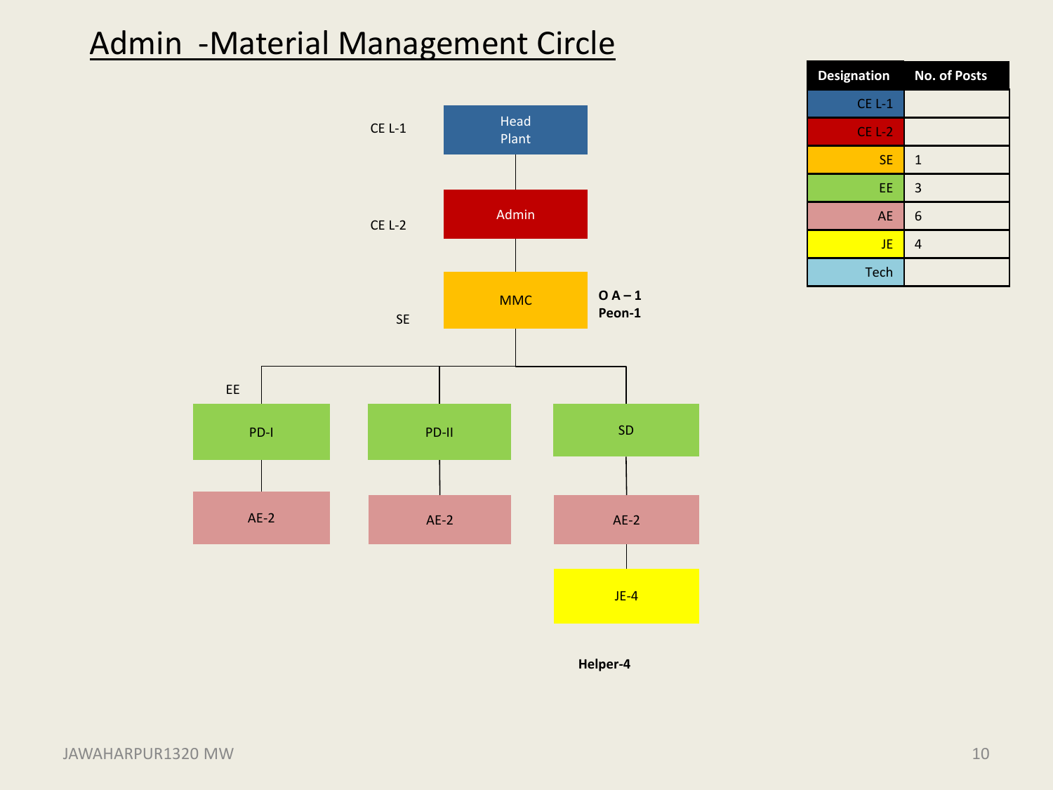# Admin -Material Management Circle

CE L-1 — Head Plant

CE L-2 — Admin

SE — MMC (O A – 1, Peon-1)

EE — PD-I, PD-II, SD

- PD-I
  - AE-2
- PD-II
  - AE-2
- SD
  - AE-2
    - JE-4

Helper-4

| Designation | No. of Posts |
|---|---|
| CE L-1 | |
| CE L-2 | |
| SE | 1 |
| EE | 3 |
| AE | 6 |
| JE | 4 |
| Tech | |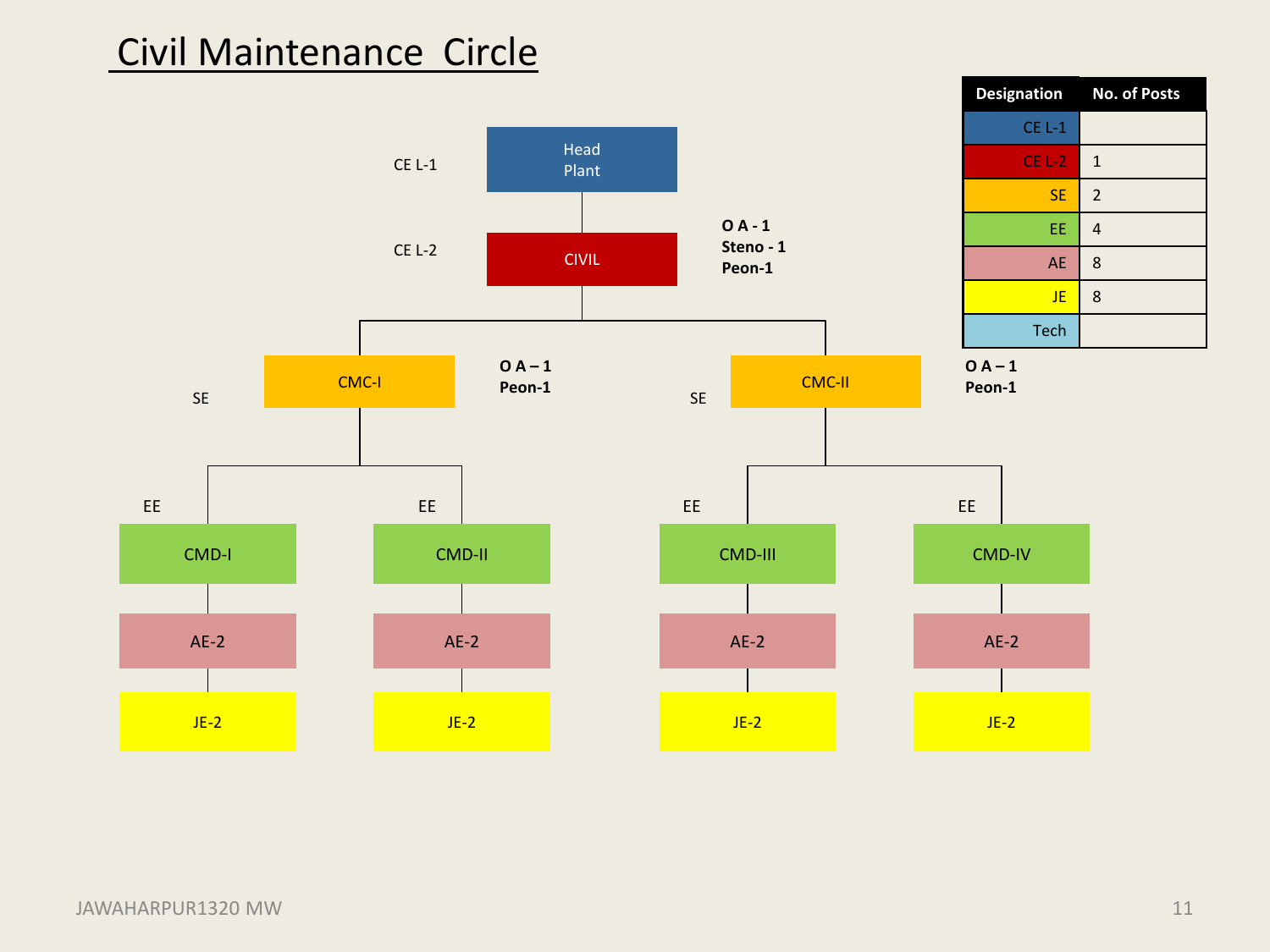# Civil Maintenance Circle

| Designation | No. of Posts |
|---|---|
| CE L-1 | |
| CE L-2 | 1 |
| SE | 2 |
| EE | 4 |
| AE | 8 |
| JE | 8 |
| Tech | |

- CE L-1: Head Plant
  - CE L-2: CIVIL (O A - 1, Steno - 1, Peon-1)
    - SE: CMC-I (O A – 1, Peon-1)
      - EE: CMD-I
        - AE-2
          - JE-2
      - EE: CMD-II
        - AE-2
          - JE-2
    - SE: CMC-II (O A – 1, Peon-1)
      - EE: CMD-III
        - AE-2
          - JE-2
      - EE: CMD-IV
        - AE-2
          - JE-2

JAWAHARPUR1320 MW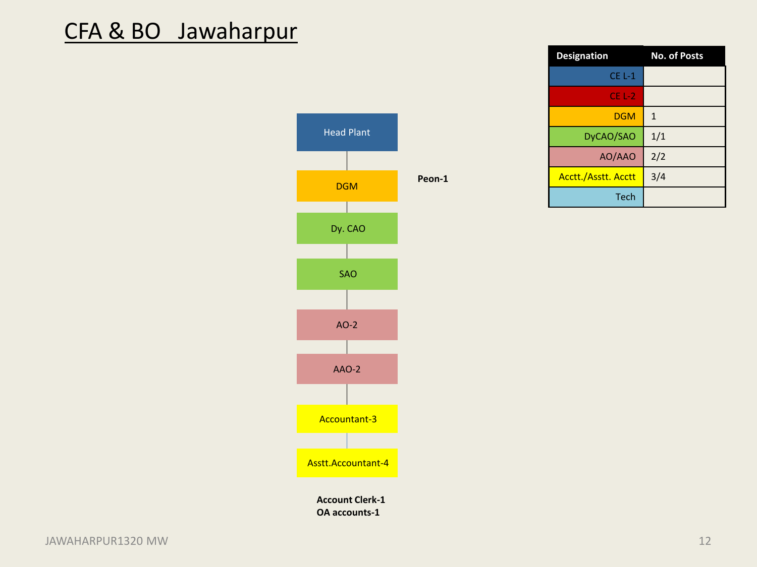# CFA & BO Jawaharpur

| Designation | No. of Posts |
|---|---|
| CE L-1 | |
| CE L-2 | |
| DGM | 1 |
| DyCAO/SAO | 1/1 |
| AO/AAO | 2/2 |
| Acctt./Asstt. Acctt | 3/4 |
| Tech | |

Head Plant

DGM

**Peon-1**

Dy. CAO

SAO

AO-2

AAO-2

Accountant-3

Asstt.Accountant-4

**Account Clerk-1**
**OA accounts-1**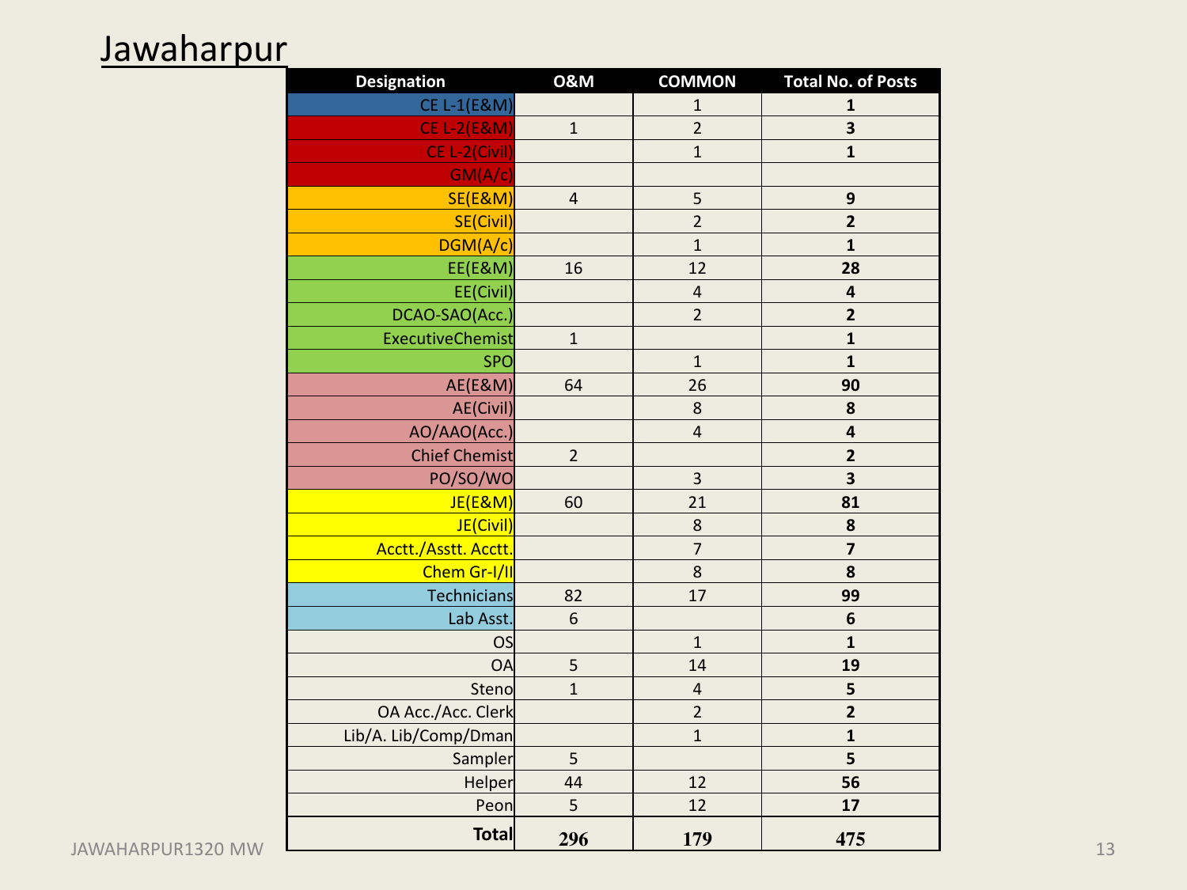# Jawaharpur

| Designation | O&M | COMMON | Total No. of Posts |
|---|---|---|---|
| CE L-1(E&M) | | 1 | **1** |
| CE L-2(E&M) | 1 | 2 | **3** |
| CE L-2(Civil) | | 1 | **1** |
| GM(A/c) | | | |
| SE(E&M) | 4 | 5 | **9** |
| SE(Civil) | | 2 | **2** |
| DGM(A/c) | | 1 | **1** |
| EE(E&M) | 16 | 12 | **28** |
| EE(Civil) | | 4 | **4** |
| DCAO-SAO(Acc.) | | 2 | **2** |
| ExecutiveChemist | 1 | | **1** |
| SPO | | 1 | **1** |
| AE(E&M) | 64 | 26 | **90** |
| AE(Civil) | | 8 | **8** |
| AO/AAO(Acc.) | | 4 | **4** |
| Chief Chemist | 2 | | **2** |
| PO/SO/WO | | 3 | **3** |
| JE(E&M) | 60 | 21 | **81** |
| JE(Civil) | | 8 | **8** |
| Acctt./Asstt. Acctt. | | 7 | **7** |
| Chem Gr-I/II | | 8 | **8** |
| Technicians | 82 | 17 | **99** |
| Lab Asst. | 6 | | **6** |
| OS | | 1 | **1** |
| OA | 5 | 14 | **19** |
| Steno | 1 | 4 | **5** |
| OA Acc./Acc. Clerk | | 2 | **2** |
| Lib/A. Lib/Comp/Dman | | 1 | **1** |
| Sampler | 5 | | **5** |
| Helper | 44 | 12 | **56** |
| Peon | 5 | 12 | **17** |
| **Total** | **296** | **179** | **475** |

JAWAHARPUR1320 MW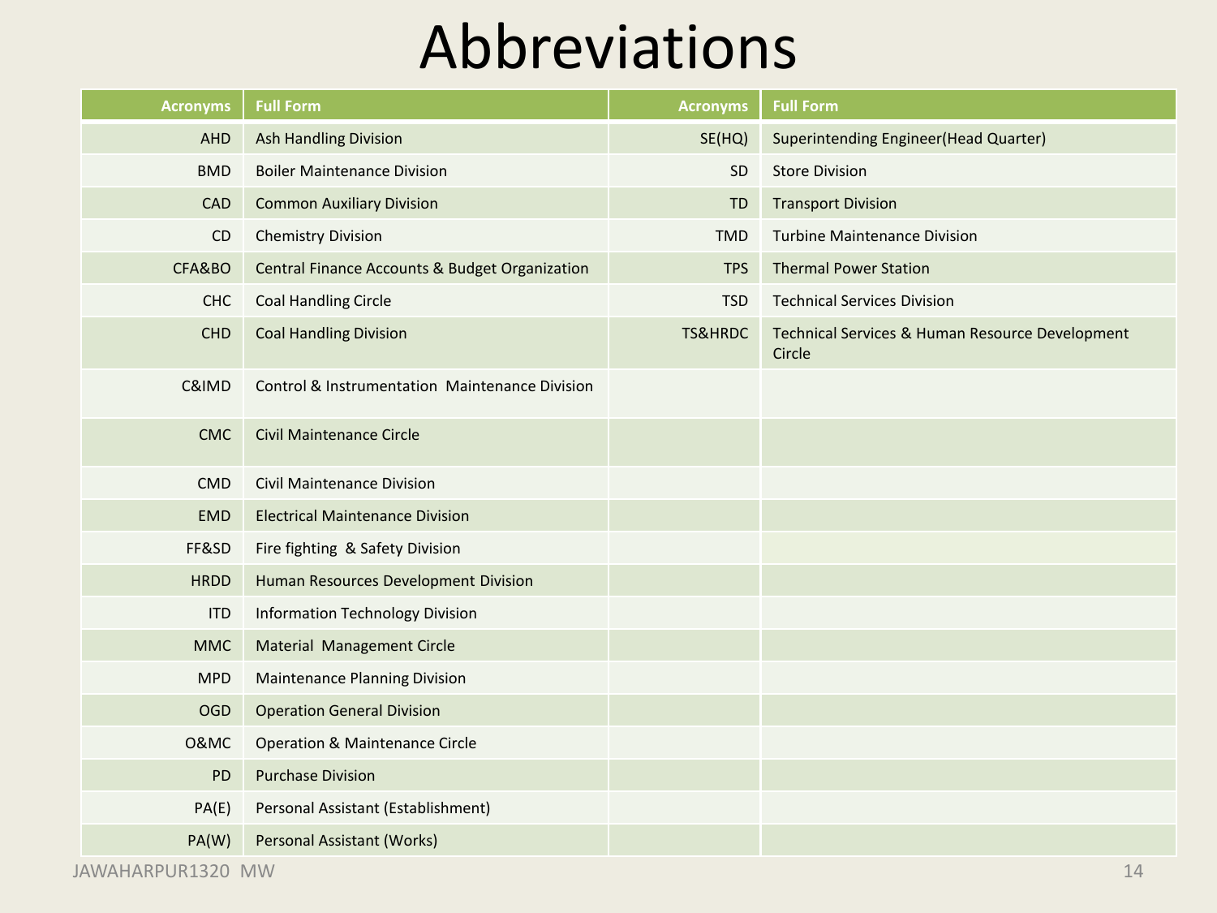# Abbreviations

| Acronyms | Full Form | Acronyms | Full Form |
|---|---|---|---|
| AHD | Ash Handling Division | SE(HQ) | Superintending Engineer(Head Quarter) |
| BMD | Boiler Maintenance Division | SD | Store Division |
| CAD | Common Auxiliary Division | TD | Transport Division |
| CD | Chemistry Division | TMD | Turbine Maintenance Division |
| CFA&BO | Central Finance Accounts & Budget Organization | TPS | Thermal Power Station |
| CHC | Coal Handling Circle | TSD | Technical Services Division |
| CHD | Coal Handling Division | TS&HRDC | Technical Services & Human Resource Development Circle |
| C&IMD | Control & Instrumentation Maintenance Division | | |
| CMC | Civil Maintenance Circle | | |
| CMD | Civil Maintenance Division | | |
| EMD | Electrical Maintenance Division | | |
| FF&SD | Fire fighting & Safety Division | | |
| HRDD | Human Resources Development Division | | |
| ITD | Information Technology Division | | |
| MMC | Material Management Circle | | |
| MPD | Maintenance Planning Division | | |
| OGD | Operation General Division | | |
| O&MC | Operation & Maintenance Circle | | |
| PD | Purchase Division | | |
| PA(E) | Personal Assistant (Establishment) | | |
| PA(W) | Personal Assistant (Works) | | |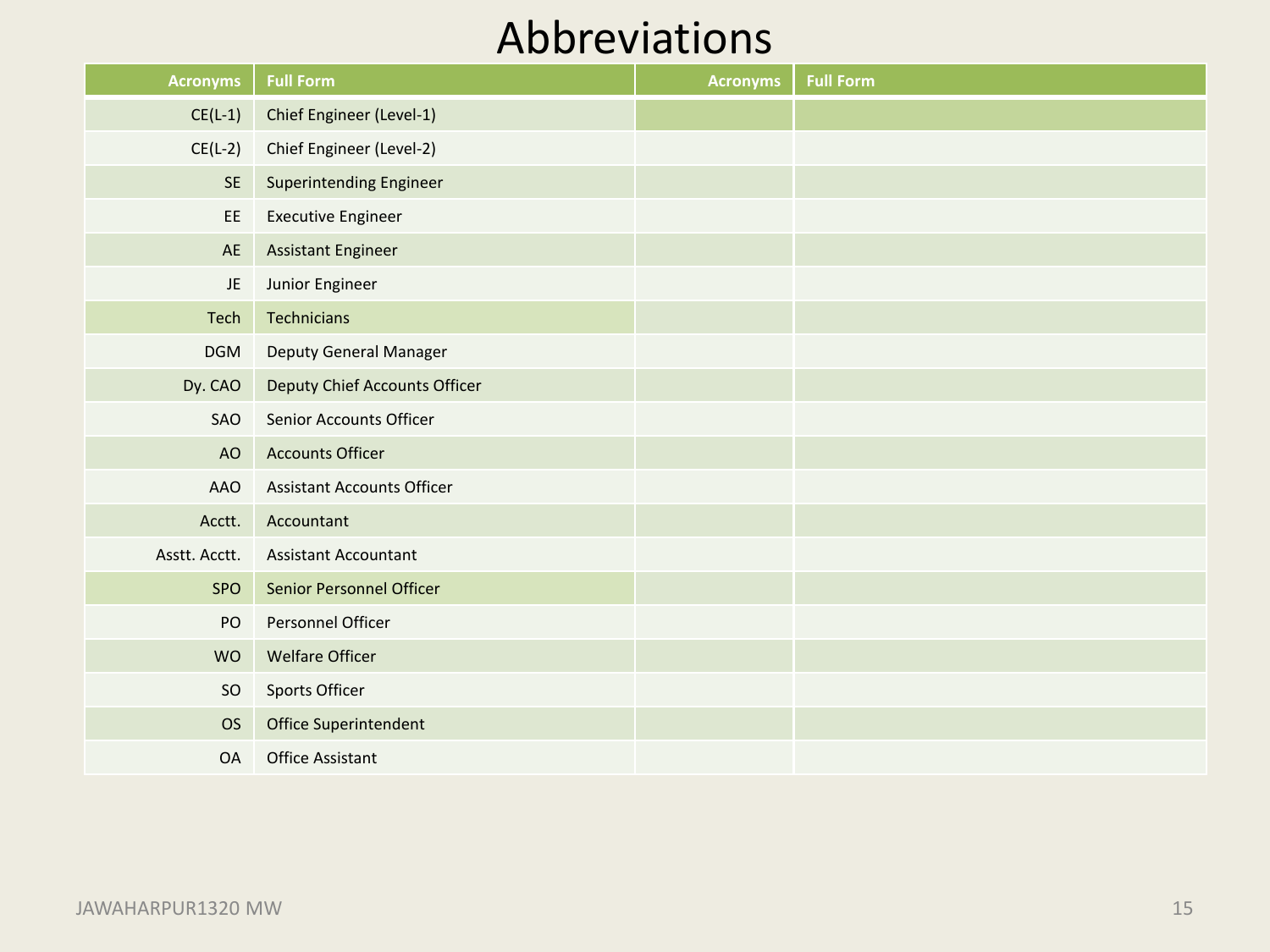# Abbreviations

| Acronyms | Full Form | Acronyms | Full Form |
|---|---|---|---|
| CE(L-1) | Chief Engineer (Level-1) | | |
| CE(L-2) | Chief Engineer (Level-2) | | |
| SE | Superintending Engineer | | |
| EE | Executive Engineer | | |
| AE | Assistant Engineer | | |
| JE | Junior Engineer | | |
| Tech | Technicians | | |
| DGM | Deputy General Manager | | |
| Dy. CAO | Deputy Chief Accounts Officer | | |
| SAO | Senior Accounts Officer | | |
| AO | Accounts Officer | | |
| AAO | Assistant Accounts Officer | | |
| Acctt. | Accountant | | |
| Asstt. Acctt. | Assistant Accountant | | |
| SPO | Senior Personnel Officer | | |
| PO | Personnel Officer | | |
| WO | Welfare Officer | | |
| SO | Sports Officer | | |
| OS | Office Superintendent | | |
| OA | Office Assistant | | |